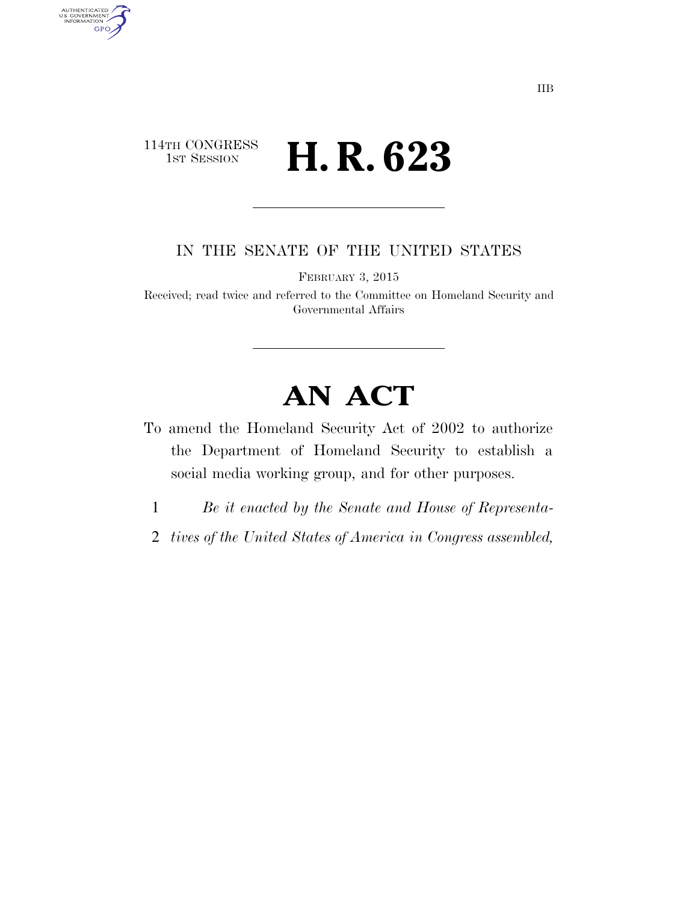IIB

114TH CONGRESS
1ST SESSION

# H. R. 623

IN THE SENATE OF THE UNITED STATES

FEBRUARY 3, 2015

Received; read twice and referred to the Committee on Homeland Security and Governmental Affairs

# AN ACT

To amend the Homeland Security Act of 2002 to authorize the Department of Homeland Security to establish a social media working group, and for other purposes.

1 *Be it enacted by the Senate and House of Representa-*
2 *tives of the United States of America in Congress assembled,*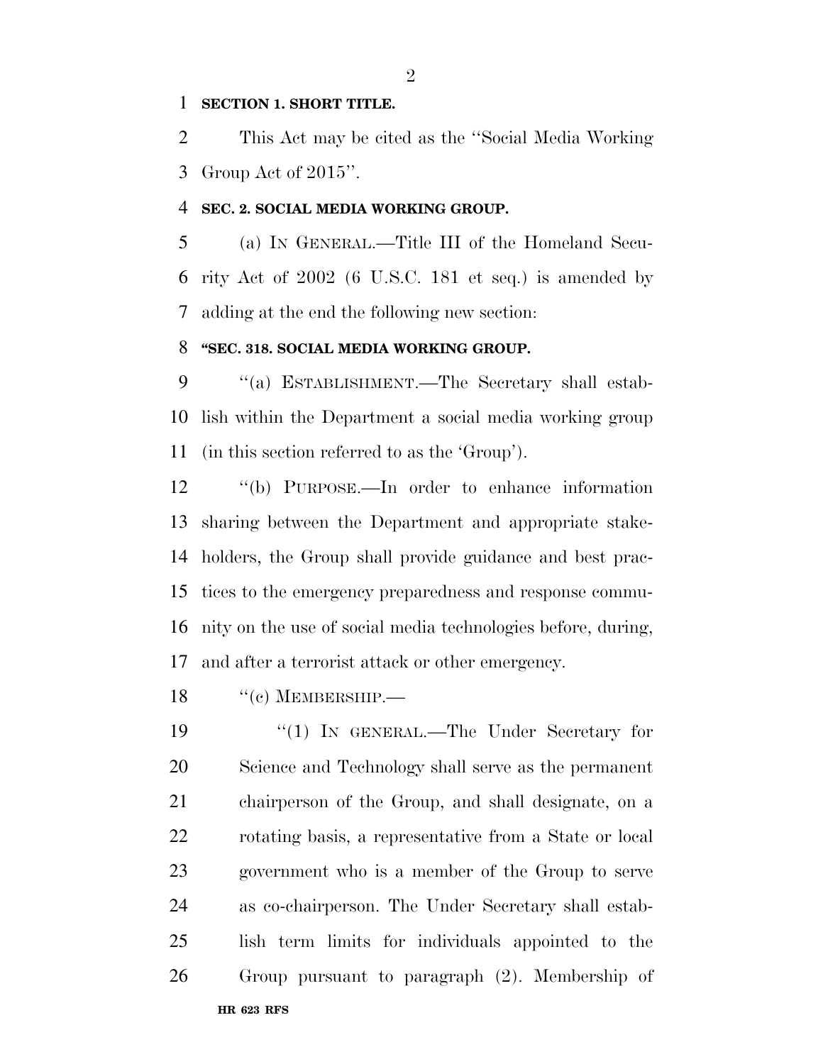**SECTION 1. SHORT TITLE.**

This Act may be cited as the ''Social Media Working Group Act of 2015''.

**SEC. 2. SOCIAL MEDIA WORKING GROUP.**

(a) IN GENERAL.—Title III of the Homeland Security Act of 2002 (6 U.S.C. 181 et seq.) is amended by adding at the end the following new section:

**''SEC. 318. SOCIAL MEDIA WORKING GROUP.**

''(a) ESTABLISHMENT.—The Secretary shall establish within the Department a social media working group (in this section referred to as the 'Group').

''(b) PURPOSE.—In order to enhance information sharing between the Department and appropriate stakeholders, the Group shall provide guidance and best practices to the emergency preparedness and response community on the use of social media technologies before, during, and after a terrorist attack or other emergency.

''(c) MEMBERSHIP.—

''(1) IN GENERAL.—The Under Secretary for Science and Technology shall serve as the permanent chairperson of the Group, and shall designate, on a rotating basis, a representative from a State or local government who is a member of the Group to serve as co-chairperson. The Under Secretary shall establish term limits for individuals appointed to the Group pursuant to paragraph (2). Membership of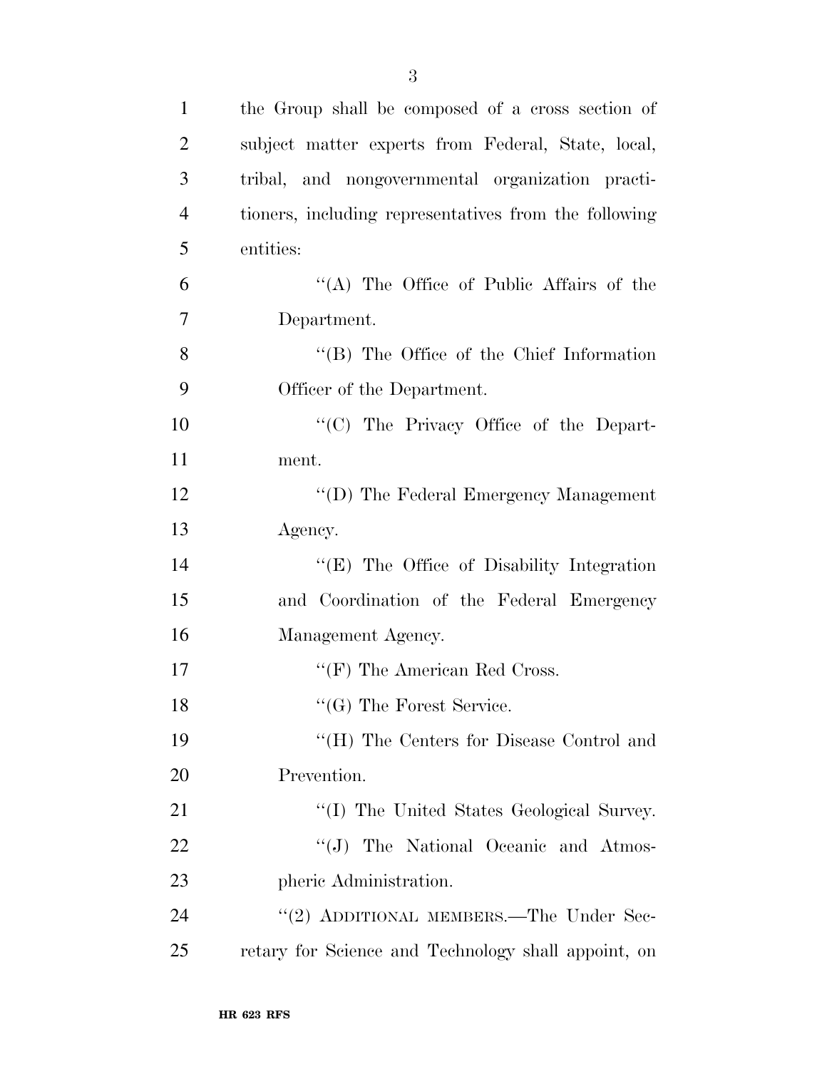the Group shall be composed of a cross section of subject matter experts from Federal, State, local, tribal, and nongovernmental organization practitioners, including representatives from the following entities:

"(A) The Office of Public Affairs of the Department.

"(B) The Office of the Chief Information Officer of the Department.

"(C) The Privacy Office of the Department.

"(D) The Federal Emergency Management Agency.

"(E) The Office of Disability Integration and Coordination of the Federal Emergency Management Agency.

"(F) The American Red Cross.

"(G) The Forest Service.

"(H) The Centers for Disease Control and Prevention.

"(I) The United States Geological Survey.

"(J) The National Oceanic and Atmospheric Administration.

"(2) ADDITIONAL MEMBERS.—The Under Secretary for Science and Technology shall appoint, on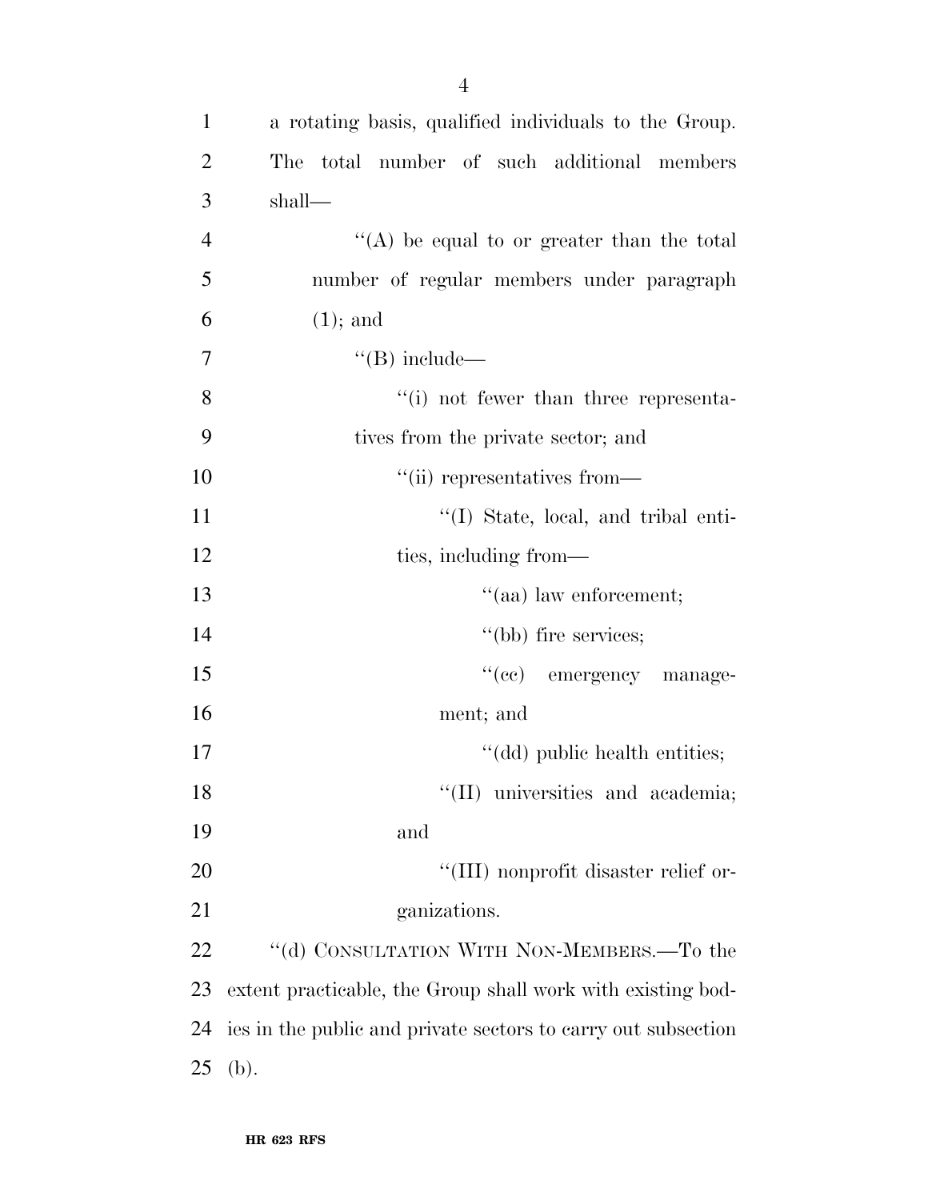a rotating basis, qualified individuals to the Group. The total number of such additional members shall—

''(A) be equal to or greater than the total number of regular members under paragraph (1); and

''(B) include—

''(i) not fewer than three representatives from the private sector; and

''(ii) representatives from—

''(I) State, local, and tribal entities, including from—

''(aa) law enforcement;

''(bb) fire services;

''(cc) emergency management; and

''(dd) public health entities;

''(II) universities and academia; and

''(III) nonprofit disaster relief organizations.

''(d) CONSULTATION WITH NON-MEMBERS.—To the extent practicable, the Group shall work with existing bodies in the public and private sectors to carry out subsection (b).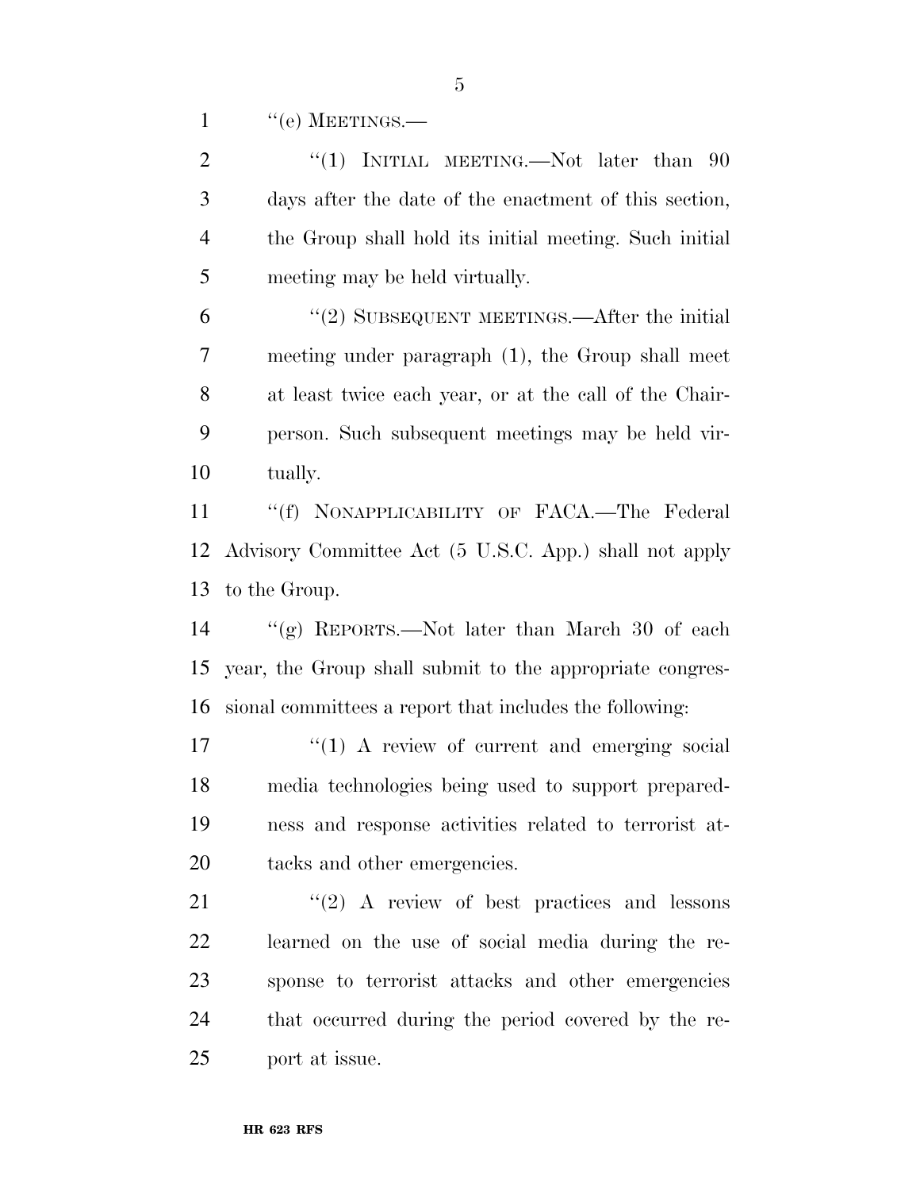"(e) MEETINGS.—

"(1) INITIAL MEETING.—Not later than 90 days after the date of the enactment of this section, the Group shall hold its initial meeting. Such initial meeting may be held virtually.

"(2) SUBSEQUENT MEETINGS.—After the initial meeting under paragraph (1), the Group shall meet at least twice each year, or at the call of the Chairperson. Such subsequent meetings may be held virtually.

"(f) NONAPPLICABILITY OF FACA.—The Federal Advisory Committee Act (5 U.S.C. App.) shall not apply to the Group.

"(g) REPORTS.—Not later than March 30 of each year, the Group shall submit to the appropriate congressional committees a report that includes the following:

"(1) A review of current and emerging social media technologies being used to support preparedness and response activities related to terrorist attacks and other emergencies.

"(2) A review of best practices and lessons learned on the use of social media during the response to terrorist attacks and other emergencies that occurred during the period covered by the report at issue.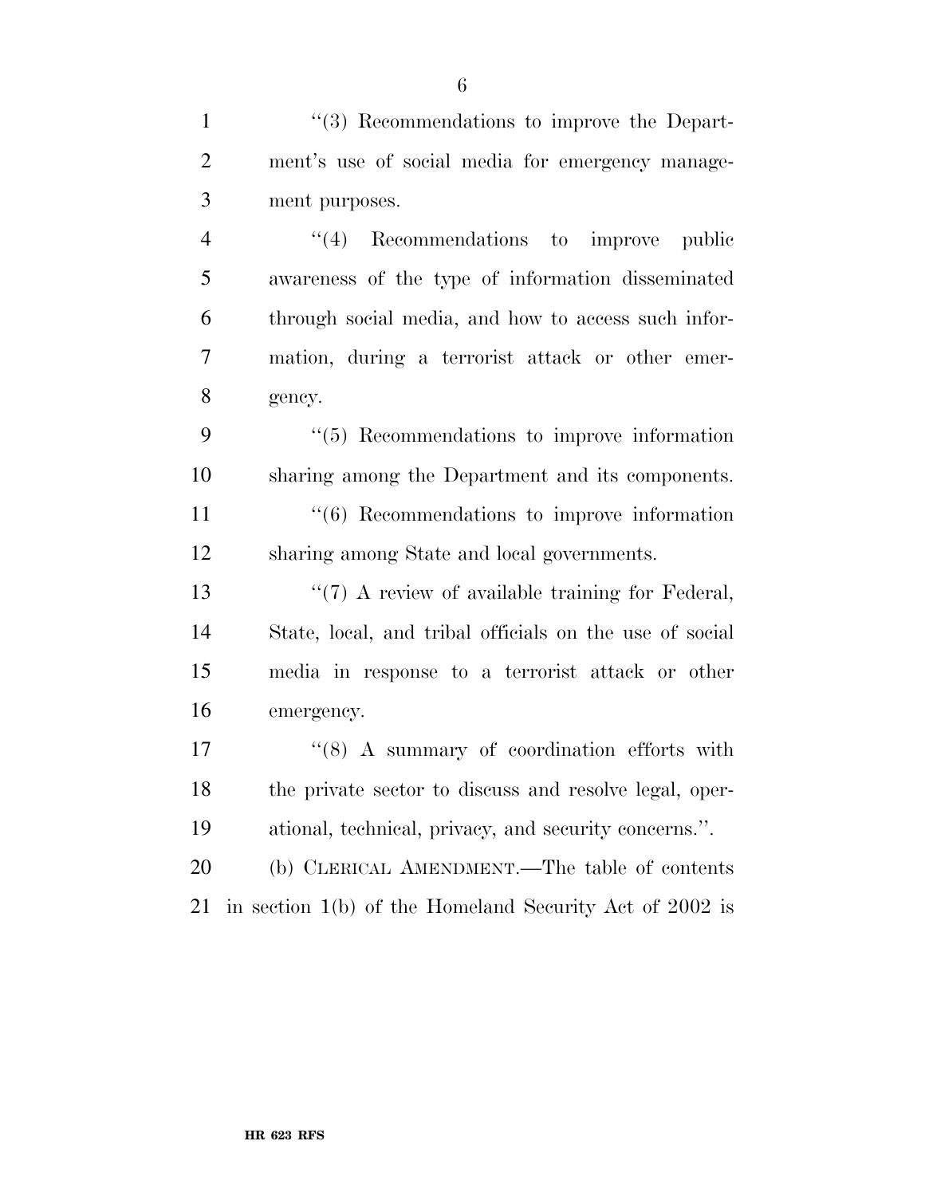''(3) Recommendations to improve the Department's use of social media for emergency management purposes.

''(4) Recommendations to improve public awareness of the type of information disseminated through social media, and how to access such information, during a terrorist attack or other emergency.

''(5) Recommendations to improve information sharing among the Department and its components.

''(6) Recommendations to improve information sharing among State and local governments.

''(7) A review of available training for Federal, State, local, and tribal officials on the use of social media in response to a terrorist attack or other emergency.

''(8) A summary of coordination efforts with the private sector to discuss and resolve legal, operational, technical, privacy, and security concerns.''.

(b) CLERICAL AMENDMENT.—The table of contents in section 1(b) of the Homeland Security Act of 2002 is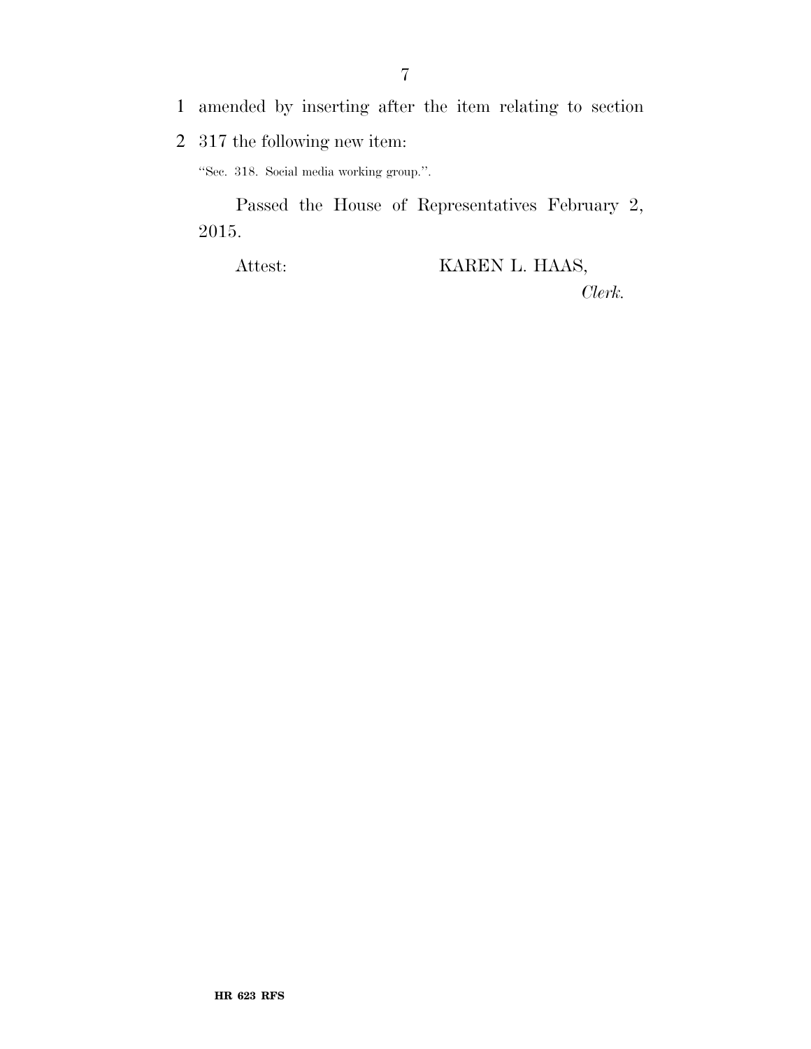amended by inserting after the item relating to section 317 the following new item:

"Sec. 318. Social media working group.".

Passed the House of Representatives February 2, 2015.

Attest: KAREN L. HAAS,

*Clerk.*

**HR 623 RFS**